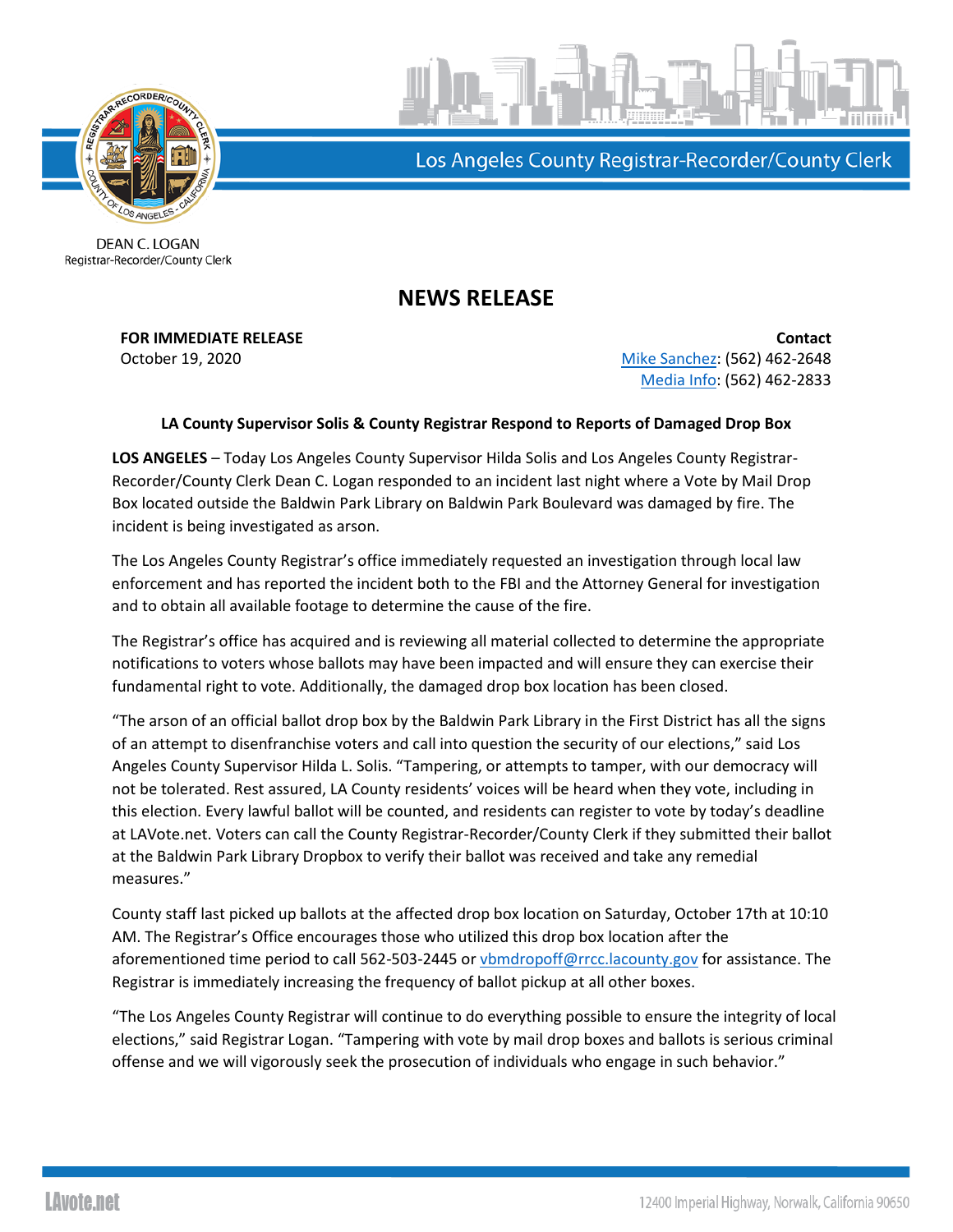Los Angeles County Registrar-Recorder/County Clerk

DEAN C. LOGAN
Registrar-Recorder/County Clerk

# NEWS RELEASE

**FOR IMMEDIATE RELEASE**
October 19, 2020

**Contact**
Mike Sanchez: (562) 462-2648
Media Info: (562) 462-2833

**LA County Supervisor Solis & County Registrar Respond to Reports of Damaged Drop Box**

**LOS ANGELES** – Today Los Angeles County Supervisor Hilda Solis and Los Angeles County Registrar-Recorder/County Clerk Dean C. Logan responded to an incident last night where a Vote by Mail Drop Box located outside the Baldwin Park Library on Baldwin Park Boulevard was damaged by fire. The incident is being investigated as arson.

The Los Angeles County Registrar's office immediately requested an investigation through local law enforcement and has reported the incident both to the FBI and the Attorney General for investigation and to obtain all available footage to determine the cause of the fire.

The Registrar's office has acquired and is reviewing all material collected to determine the appropriate notifications to voters whose ballots may have been impacted and will ensure they can exercise their fundamental right to vote. Additionally, the damaged drop box location has been closed.

"The arson of an official ballot drop box by the Baldwin Park Library in the First District has all the signs of an attempt to disenfranchise voters and call into question the security of our elections," said Los Angeles County Supervisor Hilda L. Solis. "Tampering, or attempts to tamper, with our democracy will not be tolerated. Rest assured, LA County residents' voices will be heard when they vote, including in this election. Every lawful ballot will be counted, and residents can register to vote by today's deadline at LAVote.net. Voters can call the County Registrar-Recorder/County Clerk if they submitted their ballot at the Baldwin Park Library Dropbox to verify their ballot was received and take any remedial measures."

County staff last picked up ballots at the affected drop box location on Saturday, October 17th at 10:10 AM. The Registrar's Office encourages those who utilized this drop box location after the aforementioned time period to call 562-503-2445 or vbmdropoff@rrcc.lacounty.gov for assistance. The Registrar is immediately increasing the frequency of ballot pickup at all other boxes.

"The Los Angeles County Registrar will continue to do everything possible to ensure the integrity of local elections," said Registrar Logan. "Tampering with vote by mail drop boxes and ballots is serious criminal offense and we will vigorously seek the prosecution of individuals who engage in such behavior."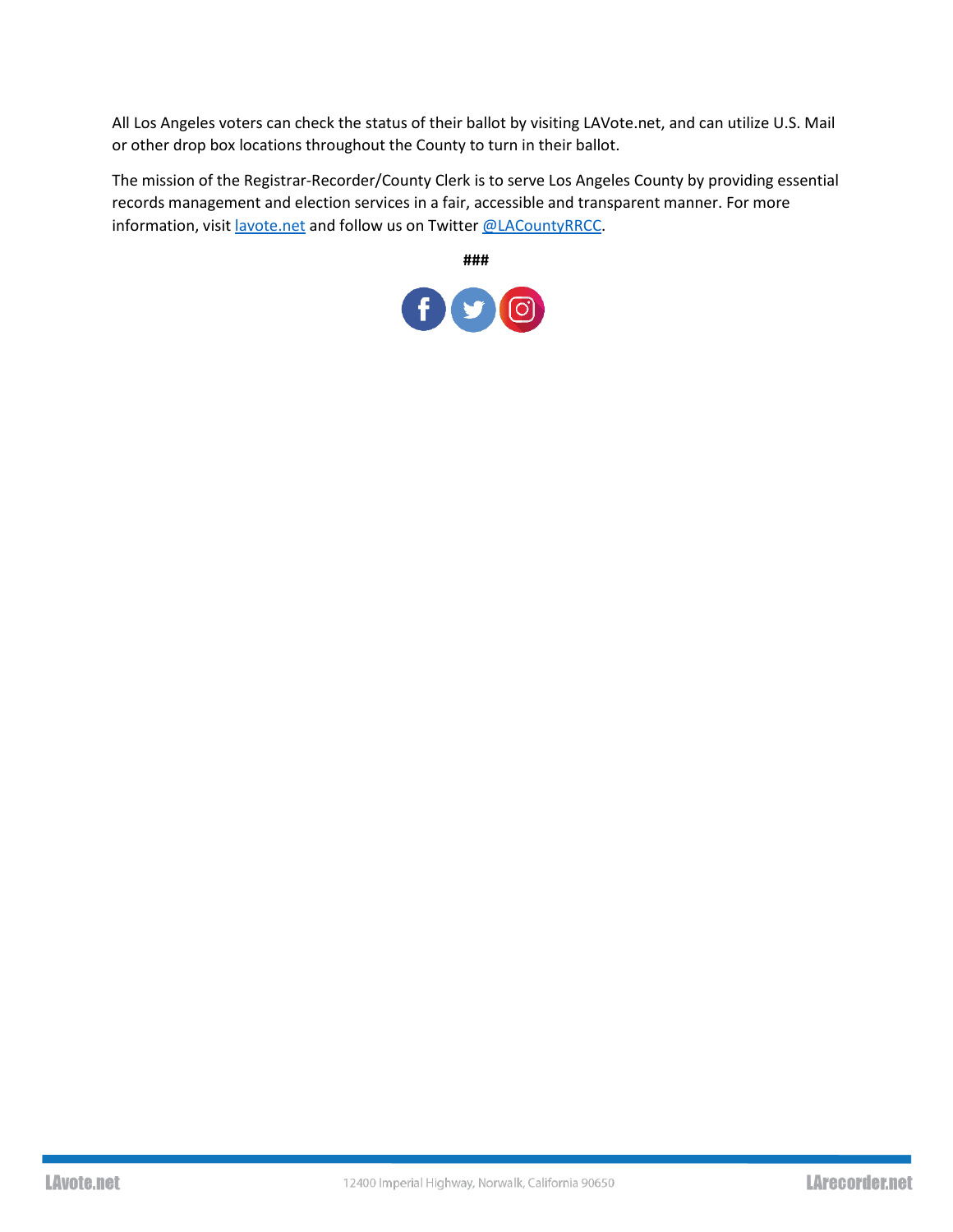All Los Angeles voters can check the status of their ballot by visiting LAVote.net, and can utilize U.S. Mail or other drop box locations throughout the County to turn in their ballot.

The mission of the Registrar-Recorder/County Clerk is to serve Los Angeles County by providing essential records management and election services in a fair, accessible and transparent manner. For more information, visit [lavote.net](lavote.net) and follow us on Twitter [@LACountyRRCC](@LACountyRRCC).

**###**